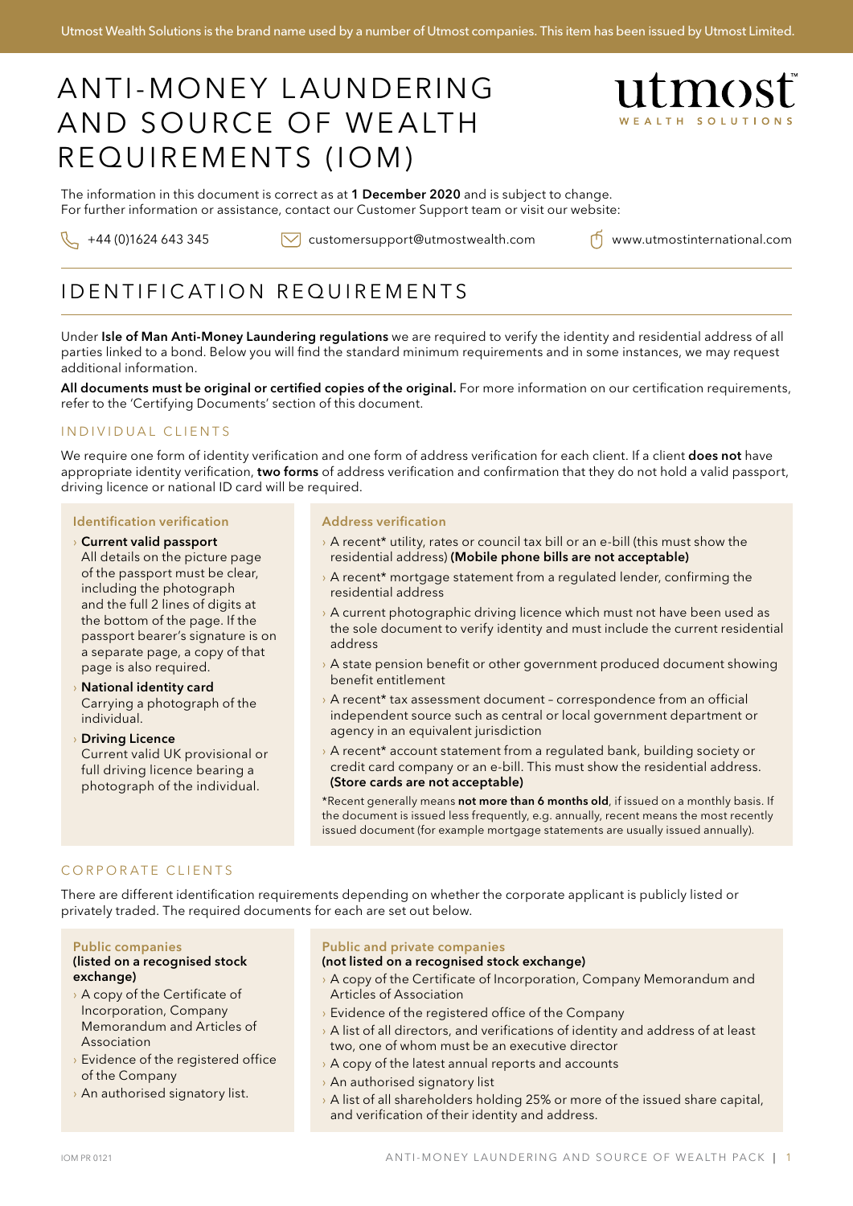Utmost Wealth Solutions is the brand name used by a number of Utmost companies. This item has been issued by Utmost Limited.

# ANTI-MONEY LAUNDERING AND SOURCE OF WEALTH REQUIREMENTS (IOM)

utmost WEALTH SOLUTIONS

The information in this document is correct as at **1 December 2020** and is subject to change.
For further information or assistance, contact our Customer Support team or visit our website:

+44 (0)1624 643 345 | customersupport@utmostwealth.com | www.utmostinternational.com

## IDENTIFICATION REQUIREMENTS

Under **Isle of Man Anti-Money Laundering regulations** we are required to verify the identity and residential address of all parties linked to a bond. Below you will find the standard minimum requirements and in some instances, we may request additional information.

**All documents must be original or certified copies of the original.** For more information on our certification requirements, refer to the 'Certifying Documents' section of this document.

### INDIVIDUAL CLIENTS

We require one form of identity verification and one form of address verification for each client. If a client **does not** have appropriate identity verification, **two forms** of address verification and confirmation that they do not hold a valid passport, driving licence or national ID card will be required.

#### Identification verification

- **Current valid passport**
  All details on the picture page of the passport must be clear, including the photograph and the full 2 lines of digits at the bottom of the page. If the passport bearer's signature is on a separate page, a copy of that page is also required.
- **National identity card**
  Carrying a photograph of the individual.
- **Driving Licence**
  Current valid UK provisional or full driving licence bearing a photograph of the individual.

#### Address verification

- A recent* utility, rates or council tax bill or an e-bill (this must show the residential address) **(Mobile phone bills are not acceptable)**
- A recent* mortgage statement from a regulated lender, confirming the residential address
- A current photographic driving licence which must not have been used as the sole document to verify identity and must include the current residential address
- A state pension benefit or other government produced document showing benefit entitlement
- A recent* tax assessment document – correspondence from an official independent source such as central or local government department or agency in an equivalent jurisdiction
- A recent* account statement from a regulated bank, building society or credit card company or an e-bill. This must show the residential address. **(Store cards are not acceptable)**

*Recent generally means **not more than 6 months old**, if issued on a monthly basis. If the document is issued less frequently, e.g. annually, recent means the most recently issued document (for example mortgage statements are usually issued annually).

### CORPORATE CLIENTS

There are different identification requirements depending on whether the corporate applicant is publicly listed or privately traded. The required documents for each are set out below.

#### Public companies
**(listed on a recognised stock exchange)**

- A copy of the Certificate of Incorporation, Company Memorandum and Articles of Association
- Evidence of the registered office of the Company
- An authorised signatory list.

#### Public and private companies
**(not listed on a recognised stock exchange)**

- A copy of the Certificate of Incorporation, Company Memorandum and Articles of Association
- Evidence of the registered office of the Company
- A list of all directors, and verifications of identity and address of at least two, one of whom must be an executive director
- A copy of the latest annual reports and accounts
- An authorised signatory list
- A list of all shareholders holding 25% or more of the issued share capital, and verification of their identity and address.

IOM PR 0121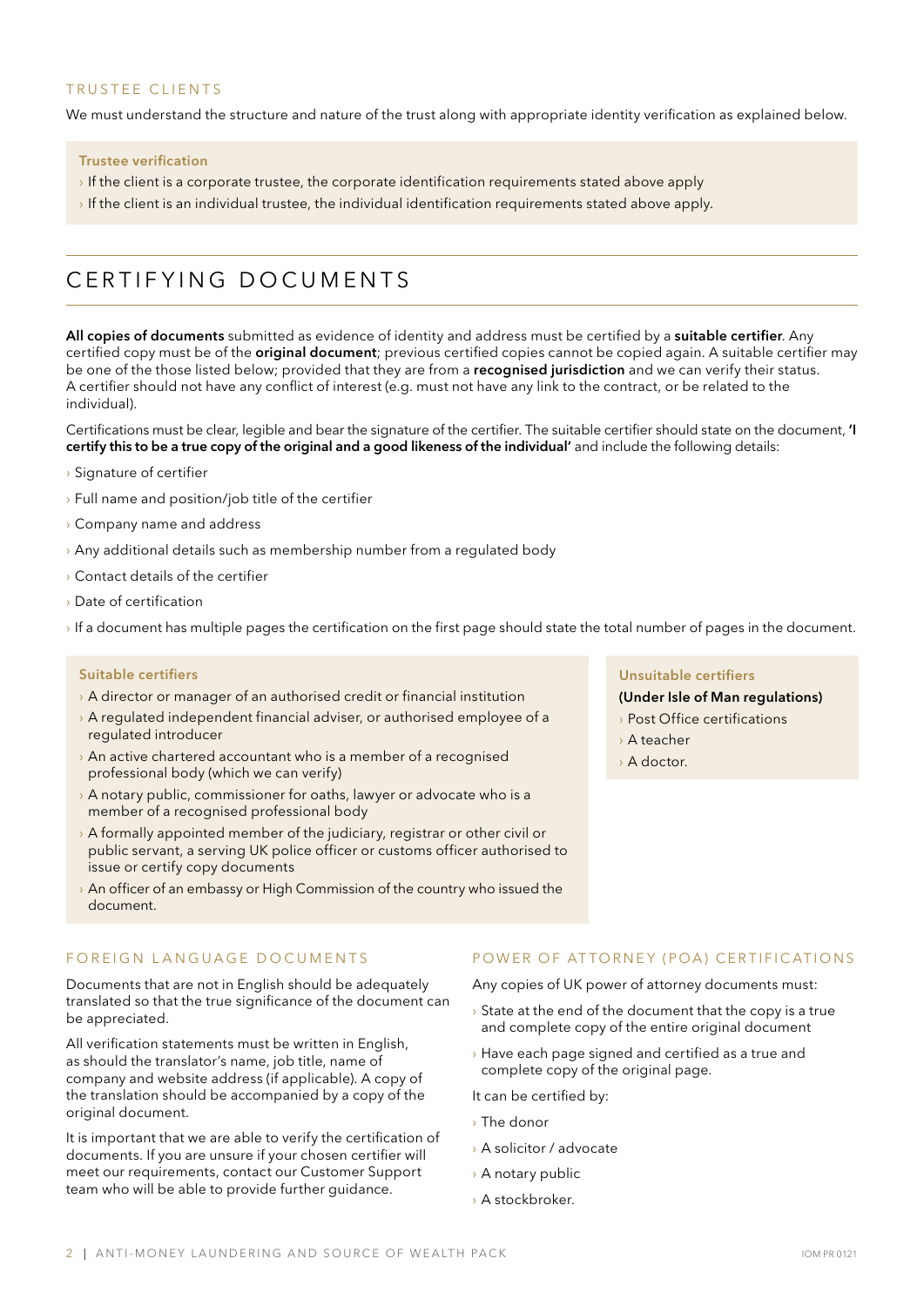### TRUSTEE CLIENTS

We must understand the structure and nature of the trust along with appropriate identity verification as explained below.

**Trustee verification**

- If the client is a corporate trustee, the corporate identification requirements stated above apply
- If the client is an individual trustee, the individual identification requirements stated above apply.

## CERTIFYING DOCUMENTS

**All copies of documents** submitted as evidence of identity and address must be certified by a **suitable certifier**. Any certified copy must be of the **original document**; previous certified copies cannot be copied again. A suitable certifier may be one of the those listed below; provided that they are from a **recognised jurisdiction** and we can verify their status. A certifier should not have any conflict of interest (e.g. must not have any link to the contract, or be related to the individual).

Certifications must be clear, legible and bear the signature of the certifier. The suitable certifier should state on the document, **'I certify this to be a true copy of the original and a good likeness of the individual'** and include the following details:

- Signature of certifier
- Full name and position/job title of the certifier
- Company name and address
- Any additional details such as membership number from a regulated body
- Contact details of the certifier
- Date of certification
- If a document has multiple pages the certification on the first page should state the total number of pages in the document.

**Suitable certifiers**

- A director or manager of an authorised credit or financial institution
- A regulated independent financial adviser, or authorised employee of a regulated introducer
- An active chartered accountant who is a member of a recognised professional body (which we can verify)
- A notary public, commissioner for oaths, lawyer or advocate who is a member of a recognised professional body
- A formally appointed member of the judiciary, registrar or other civil or public servant, a serving UK police officer or customs officer authorised to issue or certify copy documents
- An officer of an embassy or High Commission of the country who issued the document.

**Unsuitable certifiers**

**(Under Isle of Man regulations)**

- Post Office certifications
- A teacher
- A doctor.

### FOREIGN LANGUAGE DOCUMENTS

Documents that are not in English should be adequately translated so that the true significance of the document can be appreciated.

All verification statements must be written in English, as should the translator's name, job title, name of company and website address (if applicable). A copy of the translation should be accompanied by a copy of the original document.

It is important that we are able to verify the certification of documents. If you are unsure if your chosen certifier will meet our requirements, contact our Customer Support team who will be able to provide further guidance.

### POWER OF ATTORNEY (POA) CERTIFICATIONS

Any copies of UK power of attorney documents must:

- State at the end of the document that the copy is a true and complete copy of the entire original document
- Have each page signed and certified as a true and complete copy of the original page.

It can be certified by:

- The donor
- A solicitor / advocate
- A notary public
- A stockbroker.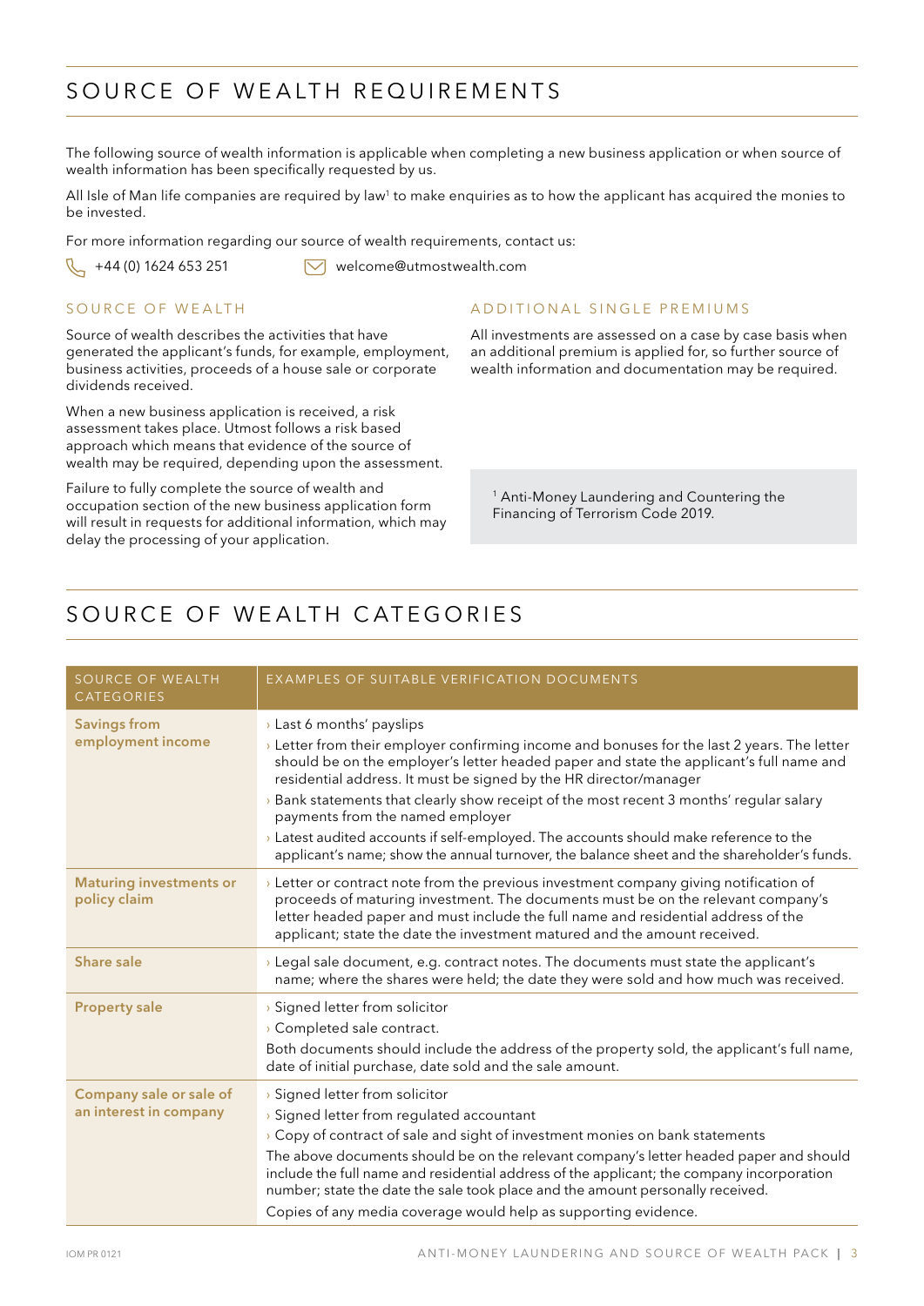# SOURCE OF WEALTH REQUIREMENTS

The following source of wealth information is applicable when completing a new business application or when source of wealth information has been specifically requested by us.

All Isle of Man life companies are required by law[1] to make enquiries as to how the applicant has acquired the monies to be invested.

For more information regarding our source of wealth requirements, contact us:

+44 (0) 1624 653 251   welcome@utmostwealth.com

## SOURCE OF WEALTH

Source of wealth describes the activities that have generated the applicant's funds, for example, employment, business activities, proceeds of a house sale or corporate dividends received.

When a new business application is received, a risk assessment takes place. Utmost follows a risk based approach which means that evidence of the source of wealth may be required, depending upon the assessment.

Failure to fully complete the source of wealth and occupation section of the new business application form will result in requests for additional information, which may delay the processing of your application.

## ADDITIONAL SINGLE PREMIUMS

All investments are assessed on a case by case basis when an additional premium is applied for, so further source of wealth information and documentation may be required.

[1] Anti-Money Laundering and Countering the Financing of Terrorism Code 2019.

# SOURCE OF WEALTH CATEGORIES

| SOURCE OF WEALTH CATEGORIES | EXAMPLES OF SUITABLE VERIFICATION DOCUMENTS |
|---|---|
| **Savings from employment income** | › Last 6 months' payslips<br>› Letter from their employer confirming income and bonuses for the last 2 years. The letter should be on the employer's letter headed paper and state the applicant's full name and residential address. It must be signed by the HR director/manager<br>› Bank statements that clearly show receipt of the most recent 3 months' regular salary payments from the named employer<br>› Latest audited accounts if self-employed. The accounts should make reference to the applicant's name; show the annual turnover, the balance sheet and the shareholder's funds. |
| **Maturing investments or policy claim** | › Letter or contract note from the previous investment company giving notification of proceeds of maturing investment. The documents must be on the relevant company's letter headed paper and must include the full name and residential address of the applicant; state the date the investment matured and the amount received. |
| **Share sale** | › Legal sale document, e.g. contract notes. The documents must state the applicant's name; where the shares were held; the date they were sold and how much was received. |
| **Property sale** | › Signed letter from solicitor<br>› Completed sale contract.<br>Both documents should include the address of the property sold, the applicant's full name, date of initial purchase, date sold and the sale amount. |
| **Company sale or sale of an interest in company** | › Signed letter from solicitor<br>› Signed letter from regulated accountant<br>› Copy of contract of sale and sight of investment monies on bank statements<br>The above documents should be on the relevant company's letter headed paper and should include the full name and residential address of the applicant; the company incorporation number; state the date the sale took place and the amount personally received.<br>Copies of any media coverage would help as supporting evidence. |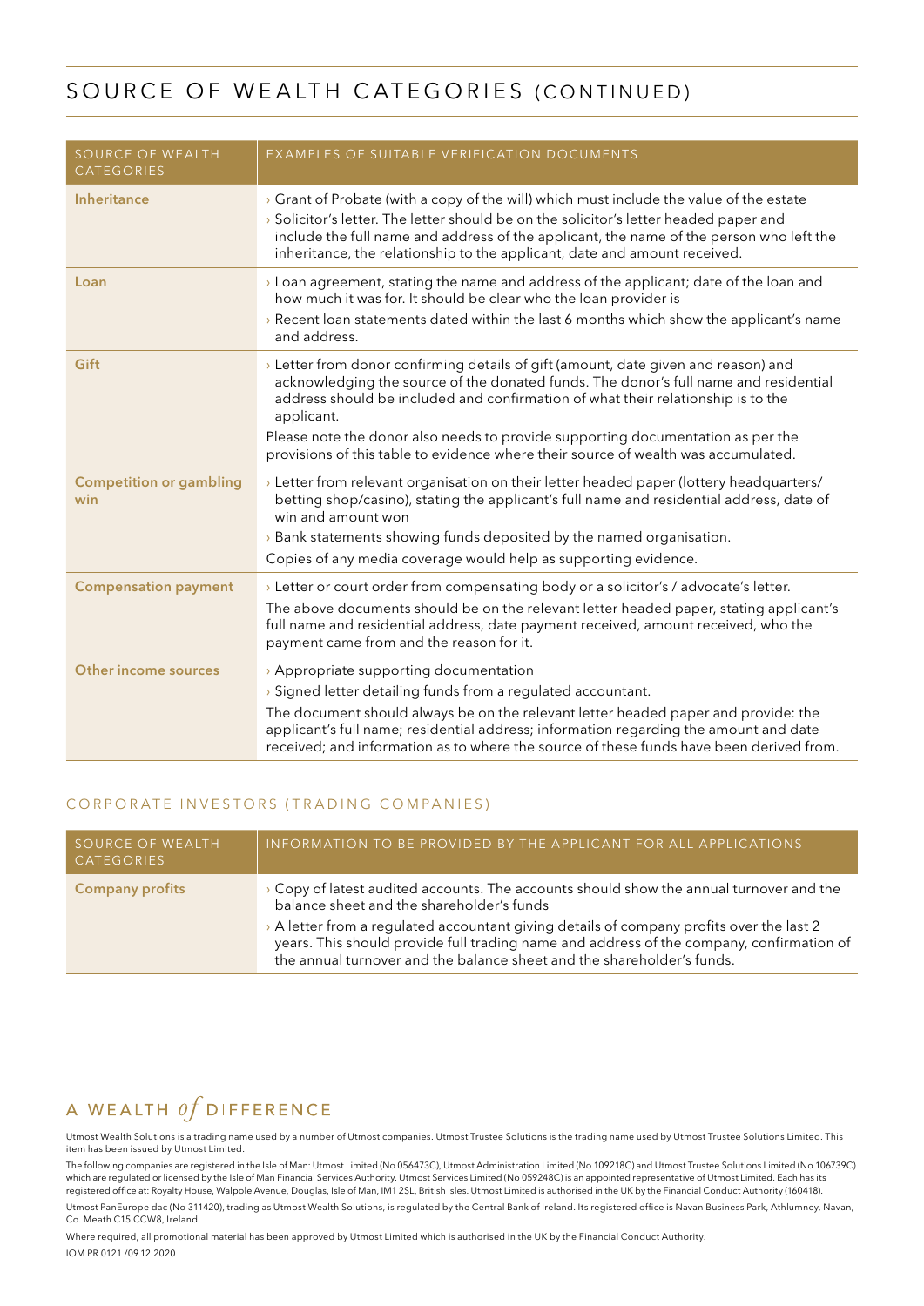# SOURCE OF WEALTH CATEGORIES (CONTINUED)

| SOURCE OF WEALTH CATEGORIES | EXAMPLES OF SUITABLE VERIFICATION DOCUMENTS |
|---|---|
| **Inheritance** | › Grant of Probate (with a copy of the will) which must include the value of the estate<br>› Solicitor's letter. The letter should be on the solicitor's letter headed paper and include the full name and address of the applicant, the name of the person who left the inheritance, the relationship to the applicant, date and amount received. |
| **Loan** | › Loan agreement, stating the name and address of the applicant; date of the loan and how much it was for. It should be clear who the loan provider is<br>› Recent loan statements dated within the last 6 months which show the applicant's name and address. |
| **Gift** | › Letter from donor confirming details of gift (amount, date given and reason) and acknowledging the source of the donated funds. The donor's full name and residential address should be included and confirmation of what their relationship is to the applicant.<br>Please note the donor also needs to provide supporting documentation as per the provisions of this table to evidence where their source of wealth was accumulated. |
| **Competition or gambling win** | › Letter from relevant organisation on their letter headed paper (lottery headquarters/ betting shop/casino), stating the applicant's full name and residential address, date of win and amount won<br>› Bank statements showing funds deposited by the named organisation.<br>Copies of any media coverage would help as supporting evidence. |
| **Compensation payment** | › Letter or court order from compensating body or a solicitor's / advocate's letter.<br>The above documents should be on the relevant letter headed paper, stating applicant's full name and residential address, date payment received, amount received, who the payment came from and the reason for it. |
| **Other income sources** | › Appropriate supporting documentation<br>› Signed letter detailing funds from a regulated accountant.<br>The document should always be on the relevant letter headed paper and provide: the applicant's full name; residential address; information regarding the amount and date received; and information as to where the source of these funds have been derived from. |

## CORPORATE INVESTORS (TRADING COMPANIES)

| SOURCE OF WEALTH CATEGORIES | INFORMATION TO BE PROVIDED BY THE APPLICANT FOR ALL APPLICATIONS |
|---|---|
| **Company profits** | › Copy of latest audited accounts. The accounts should show the annual turnover and the balance sheet and the shareholder's funds<br>› A letter from a regulated accountant giving details of company profits over the last 2 years. This should provide full trading name and address of the company, confirmation of the annual turnover and the balance sheet and the shareholder's funds. |

A WEALTH *of* DIFFERENCE

Utmost Wealth Solutions is a trading name used by a number of Utmost companies. Utmost Trustee Solutions is the trading name used by Utmost Trustee Solutions Limited. This item has been issued by Utmost Limited.

The following companies are registered in the Isle of Man: Utmost Limited (No 056473C), Utmost Administration Limited (No 109218C) and Utmost Trustee Solutions Limited (No 106739C) which are regulated or licensed by the Isle of Man Financial Services Authority. Utmost Services Limited (No 059248C) is an appointed representative of Utmost Limited. Each has its registered office at: Royalty House, Walpole Avenue, Douglas, Isle of Man, IM1 2SL, British Isles. Utmost Limited is authorised in the UK by the Financial Conduct Authority (160418).

Utmost PanEurope dac (No 311420), trading as Utmost Wealth Solutions, is regulated by the Central Bank of Ireland. Its registered office is Navan Business Park, Athlumney, Navan, Co. Meath C15 CCW8, Ireland.

Where required, all promotional material has been approved by Utmost Limited which is authorised in the UK by the Financial Conduct Authority.

IOM PR 0121 /09.12.2020